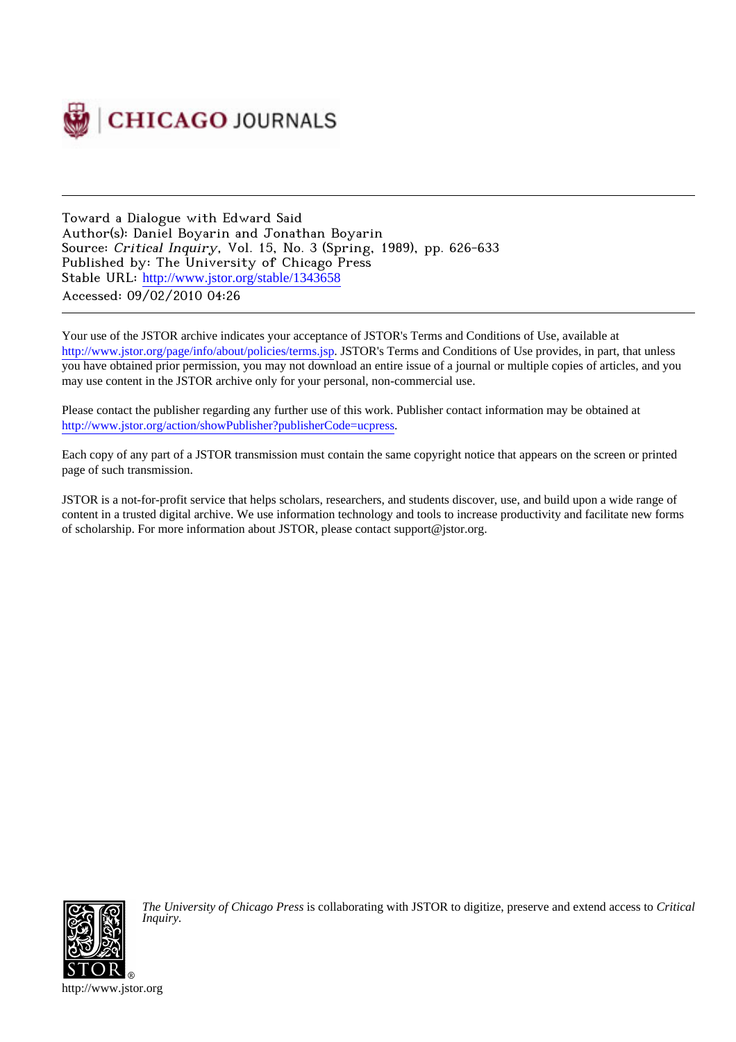CHICAGO JOURNALS

---

Toward a Dialogue with Edward Said
Author(s): Daniel Boyarin and Jonathan Boyarin
Source: *Critical Inquiry*, Vol. 15, No. 3 (Spring, 1989), pp. 626-633
Published by: The University of Chicago Press
Stable URL: http://www.jstor.org/stable/1343658
Accessed: 09/02/2010 04:26

---

Your use of the JSTOR archive indicates your acceptance of JSTOR's Terms and Conditions of Use, available at http://www.jstor.org/page/info/about/policies/terms.jsp. JSTOR's Terms and Conditions of Use provides, in part, that unless you have obtained prior permission, you may not download an entire issue of a journal or multiple copies of articles, and you may use content in the JSTOR archive only for your personal, non-commercial use.

Please contact the publisher regarding any further use of this work. Publisher contact information may be obtained at http://www.jstor.org/action/showPublisher?publisherCode=ucpress.

Each copy of any part of a JSTOR transmission must contain the same copyright notice that appears on the screen or printed page of such transmission.

JSTOR is a not-for-profit service that helps scholars, researchers, and students discover, use, and build upon a wide range of content in a trusted digital archive. We use information technology and tools to increase productivity and facilitate new forms of scholarship. For more information about JSTOR, please contact support@jstor.org.

*The University of Chicago Press* is collaborating with JSTOR to digitize, preserve and extend access to *Critical Inquiry.*

http://www.jstor.org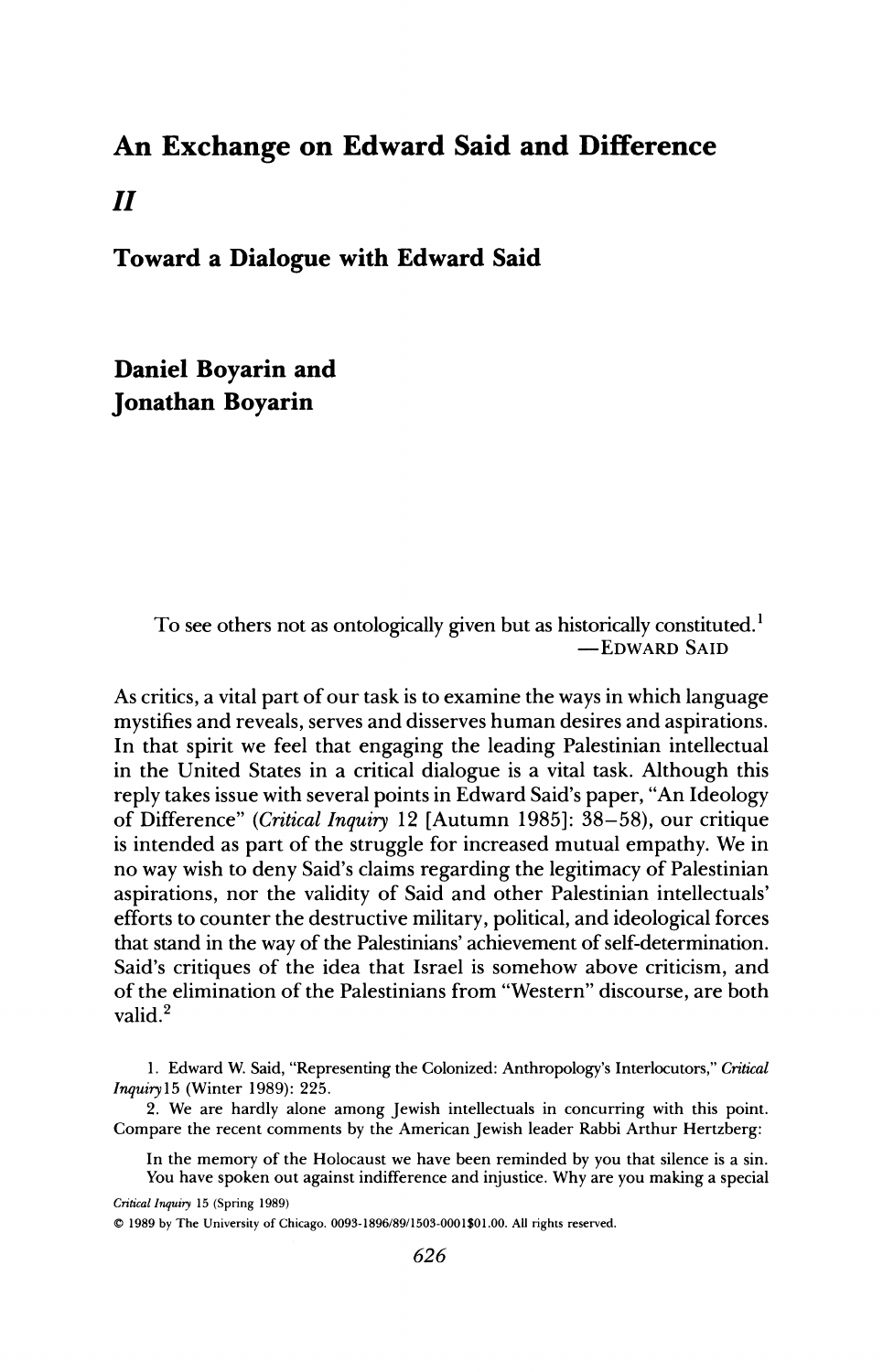# An Exchange on Edward Said and Difference

## *II*

## Toward a Dialogue with Edward Said

**Daniel Boyarin and Jonathan Boyarin**

> To see others not as ontologically given but as historically constituted.[1]
>
> —Edward Said

As critics, a vital part of our task is to examine the ways in which language mystifies and reveals, serves and disserves human desires and aspirations. In that spirit we feel that engaging the leading Palestinian intellectual in the United States in a critical dialogue is a vital task. Although this reply takes issue with several points in Edward Said's paper, "An Ideology of Difference" (*Critical Inquiry* 12 [Autumn 1985]: 38–58), our critique is intended as part of the struggle for increased mutual empathy. We in no way wish to deny Said's claims regarding the legitimacy of Palestinian aspirations, nor the validity of Said and other Palestinian intellectuals' efforts to counter the destructive military, political, and ideological forces that stand in the way of the Palestinians' achievement of self-determination. Said's critiques of the idea that Israel is somehow above criticism, and of the elimination of the Palestinians from "Western" discourse, are both valid.[2]

1. Edward W. Said, "Representing the Colonized: Anthropology's Interlocutors," *Critical Inquiry* 15 (Winter 1989): 225.

2. We are hardly alone among Jewish intellectuals in concurring with this point. Compare the recent comments by the American Jewish leader Rabbi Arthur Hertzberg:

> In the memory of the Holocaust we have been reminded by you that silence is a sin. You have spoken out against indifference and injustice. Why are you making a special

*Critical Inquiry* 15 (Spring 1989)

© 1989 by The University of Chicago. 0093-1896/89/1503-0001$01.00. All rights reserved.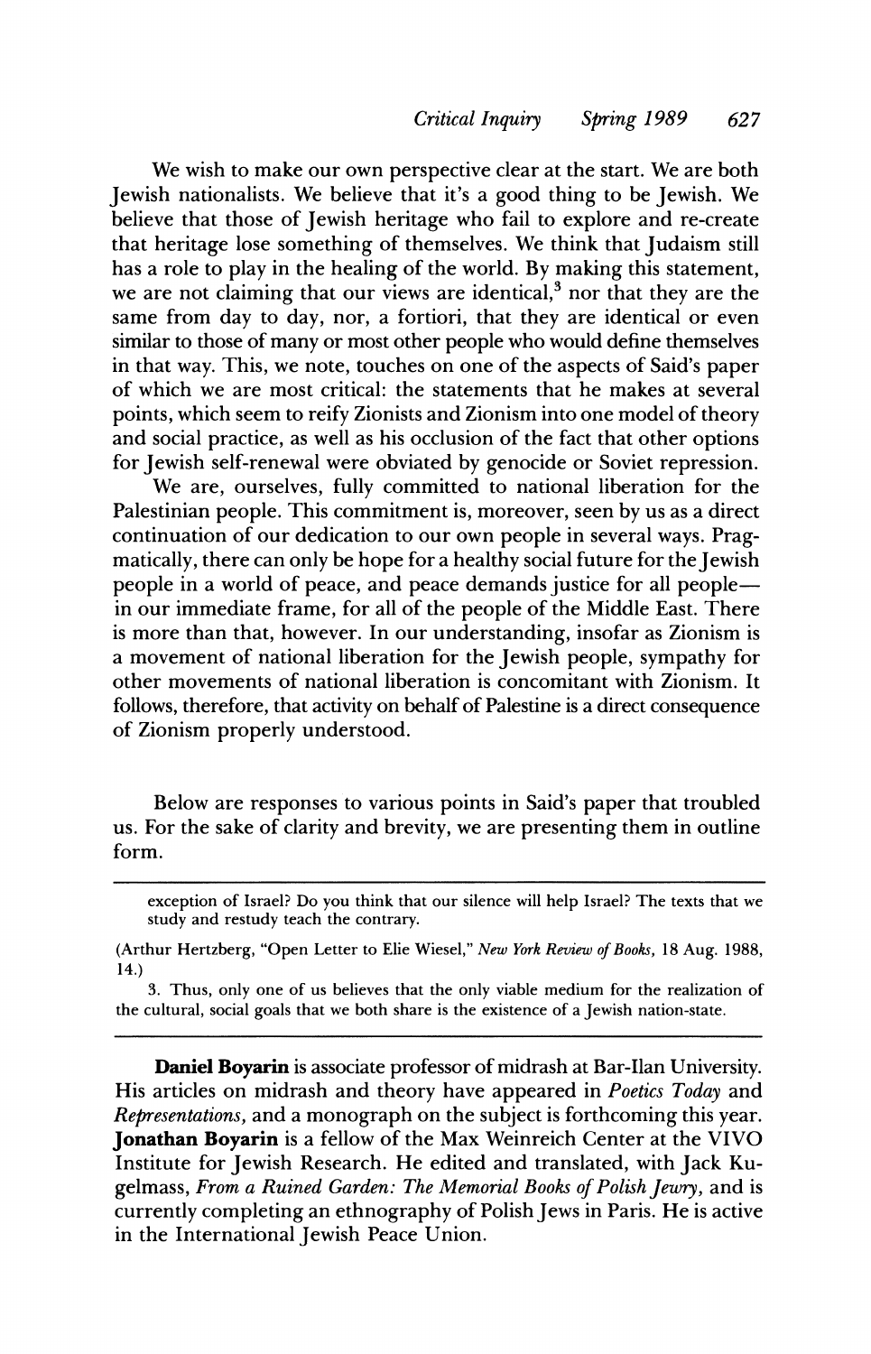We wish to make our own perspective clear at the start. We are both Jewish nationalists. We believe that it's a good thing to be Jewish. We believe that those of Jewish heritage who fail to explore and re-create that heritage lose something of themselves. We think that Judaism still has a role to play in the healing of the world. By making this statement, we are not claiming that our views are identical,[3] nor that they are the same from day to day, nor, a fortiori, that they are identical or even similar to those of many or most other people who would define themselves in that way. This, we note, touches on one of the aspects of Said's paper of which we are most critical: the statements that he makes at several points, which seem to reify Zionists and Zionism into one model of theory and social practice, as well as his occlusion of the fact that other options for Jewish self-renewal were obviated by genocide or Soviet repression.

We are, ourselves, fully committed to national liberation for the Palestinian people. This commitment is, moreover, seen by us as a direct continuation of our dedication to our own people in several ways. Pragmatically, there can only be hope for a healthy social future for the Jewish people in a world of peace, and peace demands justice for all people—in our immediate frame, for all of the people of the Middle East. There is more than that, however. In our understanding, insofar as Zionism is a movement of national liberation for the Jewish people, sympathy for other movements of national liberation is concomitant with Zionism. It follows, therefore, that activity on behalf of Palestine is a direct consequence of Zionism properly understood.

Below are responses to various points in Said's paper that troubled us. For the sake of clarity and brevity, we are presenting them in outline form.

---

exception of Israel? Do you think that our silence will help Israel? The texts that we study and restudy teach the contrary.

(Arthur Hertzberg, "Open Letter to Elie Wiesel," *New York Review of Books*, 18 Aug. 1988, 14.)

3. Thus, only one of us believes that the only viable medium for the realization of the cultural, social goals that we both share is the existence of a Jewish nation-state.

---

**Daniel Boyarin** is associate professor of midrash at Bar-Ilan University. His articles on midrash and theory have appeared in *Poetics Today* and *Representations*, and a monograph on the subject is forthcoming this year. **Jonathan Boyarin** is a fellow of the Max Weinreich Center at the YIVO Institute for Jewish Research. He edited and translated, with Jack Kugelmass, *From a Ruined Garden: The Memorial Books of Polish Jewry*, and is currently completing an ethnography of Polish Jews in Paris. He is active in the International Jewish Peace Union.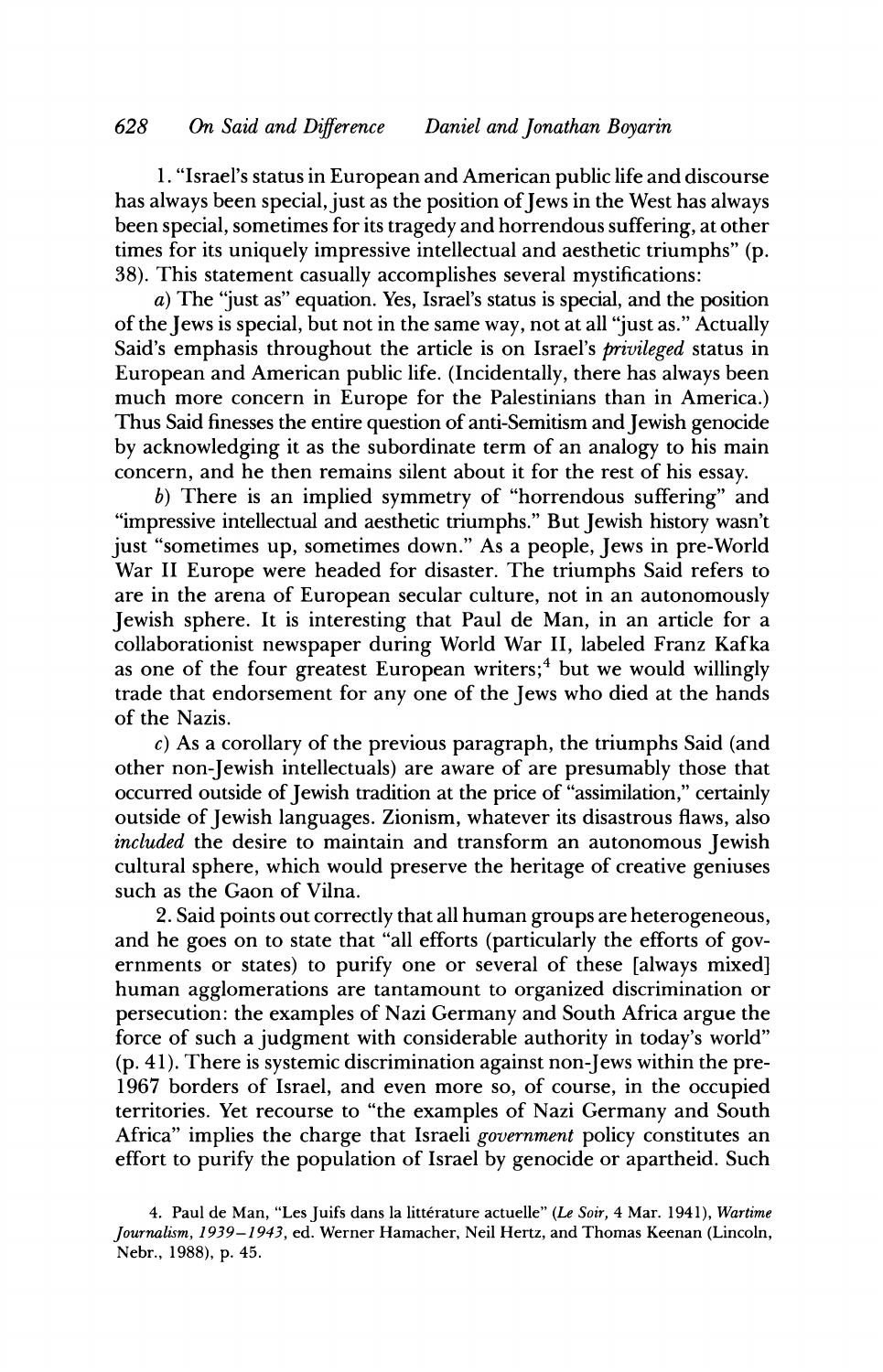1. "Israel's status in European and American public life and discourse has always been special, just as the position of Jews in the West has always been special, sometimes for its tragedy and horrendous suffering, at other times for its uniquely impressive intellectual and aesthetic triumphs" (p. 38). This statement casually accomplishes several mystifications:

*a*) The "just as" equation. Yes, Israel's status is special, and the position of the Jews is special, but not in the same way, not at all "just as." Actually Said's emphasis throughout the article is on Israel's *privileged* status in European and American public life. (Incidentally, there has always been much more concern in Europe for the Palestinians than in America.) Thus Said finesses the entire question of anti-Semitism and Jewish genocide by acknowledging it as the subordinate term of an analogy to his main concern, and he then remains silent about it for the rest of his essay.

*b*) There is an implied symmetry of "horrendous suffering" and "impressive intellectual and aesthetic triumphs." But Jewish history wasn't just "sometimes up, sometimes down." As a people, Jews in pre-World War II Europe were headed for disaster. The triumphs Said refers to are in the arena of European secular culture, not in an autonomously Jewish sphere. It is interesting that Paul de Man, in an article for a collaborationist newspaper during World War II, labeled Franz Kafka as one of the four greatest European writers;[4] but we would willingly trade that endorsement for any one of the Jews who died at the hands of the Nazis.

*c*) As a corollary of the previous paragraph, the triumphs Said (and other non-Jewish intellectuals) are aware of are presumably those that occurred outside of Jewish tradition at the price of "assimilation," certainly outside of Jewish languages. Zionism, whatever its disastrous flaws, also *included* the desire to maintain and transform an autonomous Jewish cultural sphere, which would preserve the heritage of creative geniuses such as the Gaon of Vilna.

2. Said points out correctly that all human groups are heterogeneous, and he goes on to state that "all efforts (particularly the efforts of governments or states) to purify one or several of these [always mixed] human agglomerations are tantamount to organized discrimination or persecution: the examples of Nazi Germany and South Africa argue the force of such a judgment with considerable authority in today's world" (p. 41). There is systemic discrimination against non-Jews within the pre-1967 borders of Israel, and even more so, of course, in the occupied territories. Yet recourse to "the examples of Nazi Germany and South Africa" implies the charge that Israeli *government* policy constitutes an effort to purify the population of Israel by genocide or apartheid. Such

4. Paul de Man, "Les Juifs dans la littérature actuelle" (*Le Soir*, 4 Mar. 1941), *Wartime Journalism, 1939–1943*, ed. Werner Hamacher, Neil Hertz, and Thomas Keenan (Lincoln, Nebr., 1988), p. 45.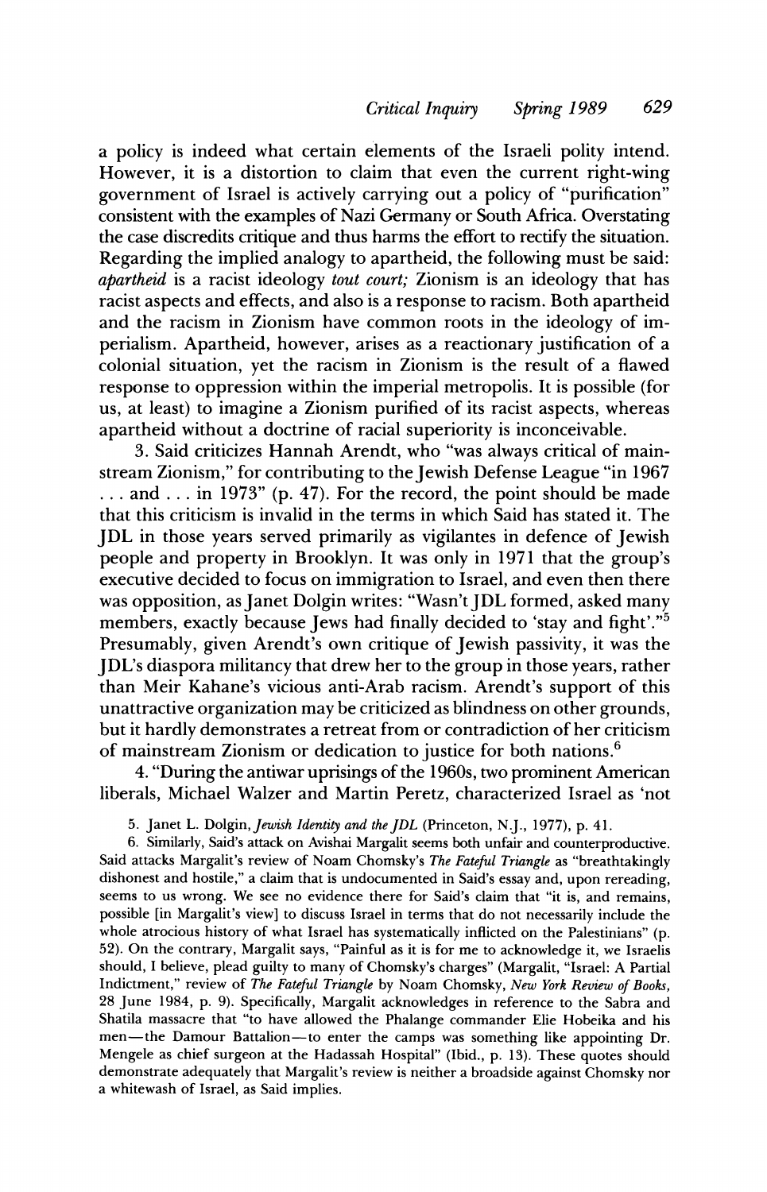a policy is indeed what certain elements of the Israeli polity intend. However, it is a distortion to claim that even the current right-wing government of Israel is actively carrying out a policy of "purification" consistent with the examples of Nazi Germany or South Africa. Overstating the case discredits critique and thus harms the effort to rectify the situation. Regarding the implied analogy to apartheid, the following must be said: *apartheid* is a racist ideology *tout court;* Zionism is an ideology that has racist aspects and effects, and also is a response to racism. Both apartheid and the racism in Zionism have common roots in the ideology of imperialism. Apartheid, however, arises as a reactionary justification of a colonial situation, yet the racism in Zionism is the result of a flawed response to oppression within the imperial metropolis. It is possible (for us, at least) to imagine a Zionism purified of its racist aspects, whereas apartheid without a doctrine of racial superiority is inconceivable.

3. Said criticizes Hannah Arendt, who "was always critical of mainstream Zionism," for contributing to the Jewish Defense League "in 1967 . . . and . . . in 1973" (p. 47). For the record, the point should be made that this criticism is invalid in the terms in which Said has stated it. The JDL in those years served primarily as vigilantes in defence of Jewish people and property in Brooklyn. It was only in 1971 that the group's executive decided to focus on immigration to Israel, and even then there was opposition, as Janet Dolgin writes: "Wasn't JDL formed, asked many members, exactly because Jews had finally decided to 'stay and fight'."[5] Presumably, given Arendt's own critique of Jewish passivity, it was the JDL's diaspora militancy that drew her to the group in those years, rather than Meir Kahane's vicious anti-Arab racism. Arendt's support of this unattractive organization may be criticized as blindness on other grounds, but it hardly demonstrates a retreat from or contradiction of her criticism of mainstream Zionism or dedication to justice for both nations.[6]

4. "During the antiwar uprisings of the 1960s, two prominent American liberals, Michael Walzer and Martin Peretz, characterized Israel as 'not

5. Janet L. Dolgin, *Jewish Identity and the JDL* (Princeton, N.J., 1977), p. 41.

6. Similarly, Said's attack on Avishai Margalit seems both unfair and counterproductive. Said attacks Margalit's review of Noam Chomsky's *The Fateful Triangle* as "breathtakingly dishonest and hostile," a claim that is undocumented in Said's essay and, upon rereading, seems to us wrong. We see no evidence there for Said's claim that "it is, and remains, possible [in Margalit's view] to discuss Israel in terms that do not necessarily include the whole atrocious history of what Israel has systematically inflicted on the Palestinians" (p. 52). On the contrary, Margalit says, "Painful as it is for me to acknowledge it, we Israelis should, I believe, plead guilty to many of Chomsky's charges" (Margalit, "Israel: A Partial Indictment," review of *The Fateful Triangle* by Noam Chomsky, *New York Review of Books,* 28 June 1984, p. 9). Specifically, Margalit acknowledges in reference to the Sabra and Shatila massacre that "to have allowed the Phalange commander Elie Hobeika and his men—the Damour Battalion—to enter the camps was something like appointing Dr. Mengele as chief surgeon at the Hadassah Hospital" (Ibid., p. 13). These quotes should demonstrate adequately that Margalit's review is neither a broadside against Chomsky nor a whitewash of Israel, as Said implies.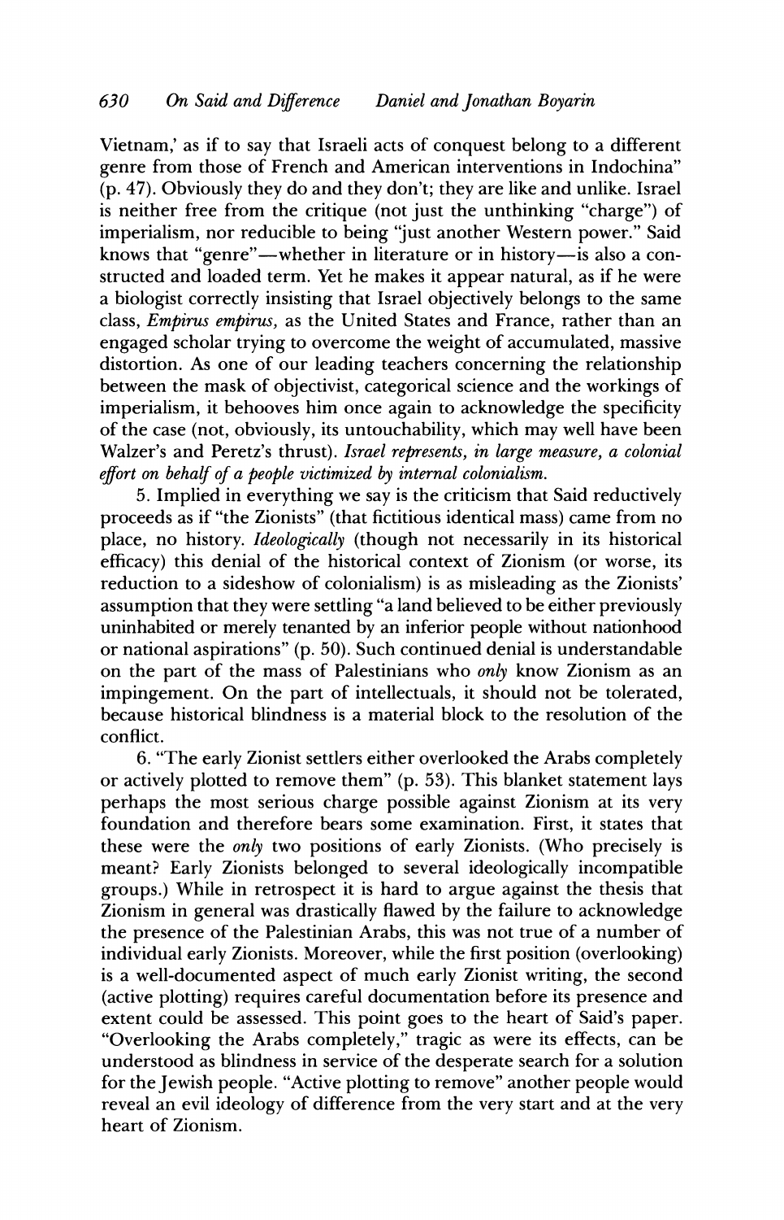Vietnam,' as if to say that Israeli acts of conquest belong to a different genre from those of French and American interventions in Indochina" (p. 47). Obviously they do and they don't; they are like and unlike. Israel is neither free from the critique (not just the unthinking "charge") of imperialism, nor reducible to being "just another Western power." Said knows that "genre"—whether in literature or in history—is also a constructed and loaded term. Yet he makes it appear natural, as if he were a biologist correctly insisting that Israel objectively belongs to the same class, *Empirus empirus,* as the United States and France, rather than an engaged scholar trying to overcome the weight of accumulated, massive distortion. As one of our leading teachers concerning the relationship between the mask of objectivist, categorical science and the workings of imperialism, it behooves him once again to acknowledge the specificity of the case (not, obviously, its untouchability, which may well have been Walzer's and Peretz's thrust). *Israel represents, in large measure, a colonial effort on behalf of a people victimized by internal colonialism.*

5. Implied in everything we say is the criticism that Said reductively proceeds as if "the Zionists" (that fictitious identical mass) came from no place, no history. *Ideologically* (though not necessarily in its historical efficacy) this denial of the historical context of Zionism (or worse, its reduction to a sideshow of colonialism) is as misleading as the Zionists' assumption that they were settling "a land believed to be either previously uninhabited or merely tenanted by an inferior people without nationhood or national aspirations" (p. 50). Such continued denial is understandable on the part of the mass of Palestinians who *only* know Zionism as an impingement. On the part of intellectuals, it should not be tolerated, because historical blindness is a material block to the resolution of the conflict.

6. "The early Zionist settlers either overlooked the Arabs completely or actively plotted to remove them" (p. 53). This blanket statement lays perhaps the most serious charge possible against Zionism at its very foundation and therefore bears some examination. First, it states that these were the *only* two positions of early Zionists. (Who precisely is meant? Early Zionists belonged to several ideologically incompatible groups.) While in retrospect it is hard to argue against the thesis that Zionism in general was drastically flawed by the failure to acknowledge the presence of the Palestinian Arabs, this was not true of a number of individual early Zionists. Moreover, while the first position (overlooking) is a well-documented aspect of much early Zionist writing, the second (active plotting) requires careful documentation before its presence and extent could be assessed. This point goes to the heart of Said's paper. "Overlooking the Arabs completely," tragic as were its effects, can be understood as blindness in service of the desperate search for a solution for the Jewish people. "Active plotting to remove" another people would reveal an evil ideology of difference from the very start and at the very heart of Zionism.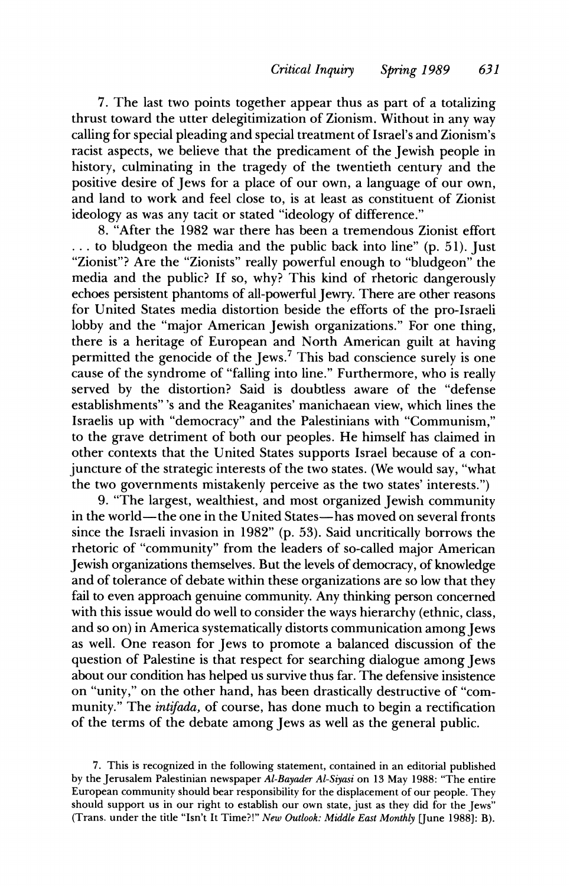7. The last two points together appear thus as part of a totalizing thrust toward the utter delegitimization of Zionism. Without in any way calling for special pleading and special treatment of Israel's and Zionism's racist aspects, we believe that the predicament of the Jewish people in history, culminating in the tragedy of the twentieth century and the positive desire of Jews for a place of our own, a language of our own, and land to work and feel close to, is at least as constituent of Zionist ideology as was any tacit or stated "ideology of difference."

8. "After the 1982 war there has been a tremendous Zionist effort . . . to bludgeon the media and the public back into line" (p. 51). Just "Zionist"? Are the "Zionists" really powerful enough to "bludgeon" the media and the public? If so, why? This kind of rhetoric dangerously echoes persistent phantoms of all-powerful Jewry. There are other reasons for United States media distortion beside the efforts of the pro-Israeli lobby and the "major American Jewish organizations." For one thing, there is a heritage of European and North American guilt at having permitted the genocide of the Jews.[7] This bad conscience surely is one cause of the syndrome of "falling into line." Furthermore, who is really served by the distortion? Said is doubtless aware of the "defense establishments" 's and the Reaganites' manichaean view, which lines the Israelis up with "democracy" and the Palestinians with "Communism," to the grave detriment of both our peoples. He himself has claimed in other contexts that the United States supports Israel because of a conjuncture of the strategic interests of the two states. (We would say, "what the two governments mistakenly perceive as the two states' interests.")

9. "The largest, wealthiest, and most organized Jewish community in the world—the one in the United States—has moved on several fronts since the Israeli invasion in 1982" (p. 53). Said uncritically borrows the rhetoric of "community" from the leaders of so-called major American Jewish organizations themselves. But the levels of democracy, of knowledge and of tolerance of debate within these organizations are so low that they fail to even approach genuine community. Any thinking person concerned with this issue would do well to consider the ways hierarchy (ethnic, class, and so on) in America systematically distorts communication among Jews as well. One reason for Jews to promote a balanced discussion of the question of Palestine is that respect for searching dialogue among Jews about our condition has helped us survive thus far. The defensive insistence on "unity," on the other hand, has been drastically destructive of "community." The *intifada*, of course, has done much to begin a rectification of the terms of the debate among Jews as well as the general public.

7. This is recognized in the following statement, contained in an editorial published by the Jerusalem Palestinian newspaper *Al-Bayader Al-Siyasi* on 13 May 1988: "The entire European community should bear responsibility for the displacement of our people. They should support us in our right to establish our own state, just as they did for the Jews" (Trans. under the title "Isn't It Time?!" *New Outlook: Middle East Monthly* [June 1988]: B).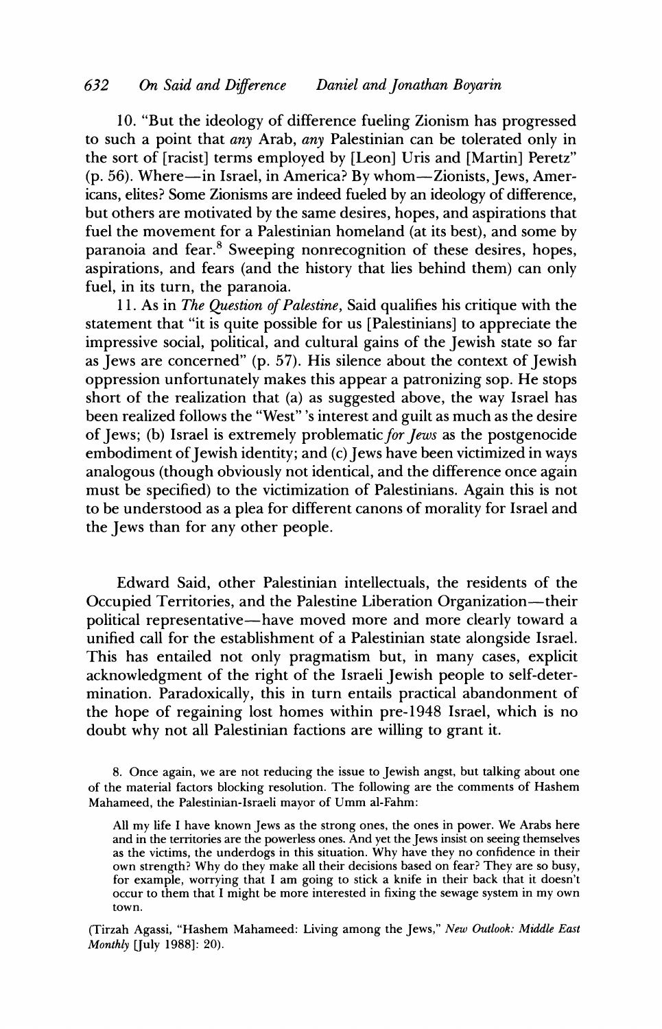10. "But the ideology of difference fueling Zionism has progressed to such a point that *any* Arab, *any* Palestinian can be tolerated only in the sort of [racist] terms employed by [Leon] Uris and [Martin] Peretz" (p. 56). Where—in Israel, in America? By whom—Zionists, Jews, Americans, elites? Some Zionisms are indeed fueled by an ideology of difference, but others are motivated by the same desires, hopes, and aspirations that fuel the movement for a Palestinian homeland (at its best), and some by paranoia and fear.[8] Sweeping nonrecognition of these desires, hopes, aspirations, and fears (and the history that lies behind them) can only fuel, in its turn, the paranoia.

11. As in *The Question of Palestine*, Said qualifies his critique with the statement that "it is quite possible for us [Palestinians] to appreciate the impressive social, political, and cultural gains of the Jewish state so far as Jews are concerned" (p. 57). His silence about the context of Jewish oppression unfortunately makes this appear a patronizing sop. He stops short of the realization that (a) as suggested above, the way Israel has been realized follows the "West" 's interest and guilt as much as the desire of Jews; (b) Israel is extremely problematic *for Jews* as the postgenocide embodiment of Jewish identity; and (c) Jews have been victimized in ways analogous (though obviously not identical, and the difference once again must be specified) to the victimization of Palestinians. Again this is not to be understood as a plea for different canons of morality for Israel and the Jews than for any other people.

Edward Said, other Palestinian intellectuals, the residents of the Occupied Territories, and the Palestine Liberation Organization—their political representative—have moved more and more clearly toward a unified call for the establishment of a Palestinian state alongside Israel. This has entailed not only pragmatism but, in many cases, explicit acknowledgment of the right of the Israeli Jewish people to self-determination. Paradoxically, this in turn entails practical abandonment of the hope of regaining lost homes within pre-1948 Israel, which is no doubt why not all Palestinian factions are willing to grant it.

8. Once again, we are not reducing the issue to Jewish angst, but talking about one of the material factors blocking resolution. The following are the comments of Hashem Mahameed, the Palestinian-Israeli mayor of Umm al-Fahm:

> All my life I have known Jews as the strong ones, the ones in power. We Arabs here and in the territories are the powerless ones. And yet the Jews insist on seeing themselves as the victims, the underdogs in this situation. Why have they no confidence in their own strength? Why do they make all their decisions based on fear? They are so busy, for example, worrying that I am going to stick a knife in their back that it doesn't occur to them that I might be more interested in fixing the sewage system in my own town.

(Tirzah Agassi, "Hashem Mahameed: Living among the Jews," *New Outlook: Middle East Monthly* [July 1988]: 20).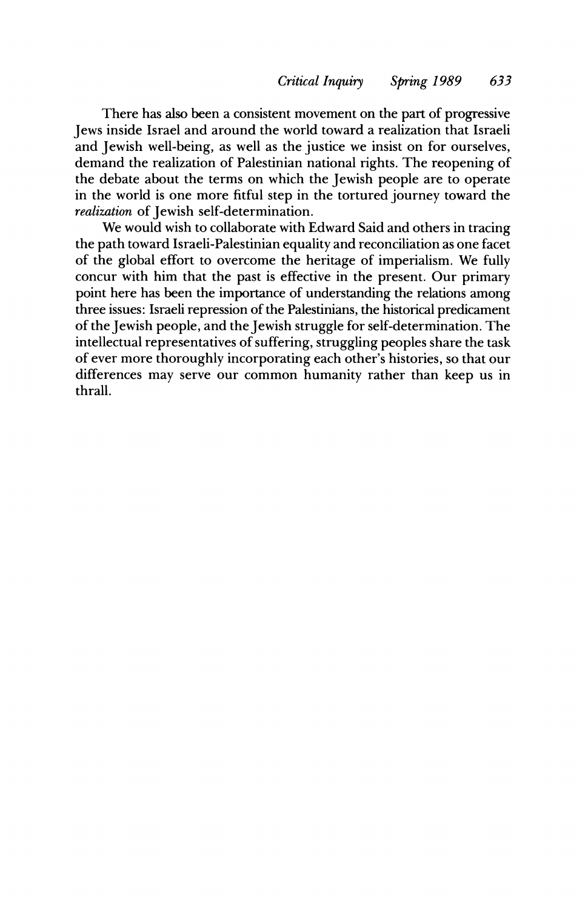There has also been a consistent movement on the part of progressive Jews inside Israel and around the world toward a realization that Israeli and Jewish well-being, as well as the justice we insist on for ourselves, demand the realization of Palestinian national rights. The reopening of the debate about the terms on which the Jewish people are to operate in the world is one more fitful step in the tortured journey toward the *realization* of Jewish self-determination.

We would wish to collaborate with Edward Said and others in tracing the path toward Israeli-Palestinian equality and reconciliation as one facet of the global effort to overcome the heritage of imperialism. We fully concur with him that the past is effective in the present. Our primary point here has been the importance of understanding the relations among three issues: Israeli repression of the Palestinians, the historical predicament of the Jewish people, and the Jewish struggle for self-determination. The intellectual representatives of suffering, struggling peoples share the task of ever more thoroughly incorporating each other's histories, so that our differences may serve our common humanity rather than keep us in thrall.